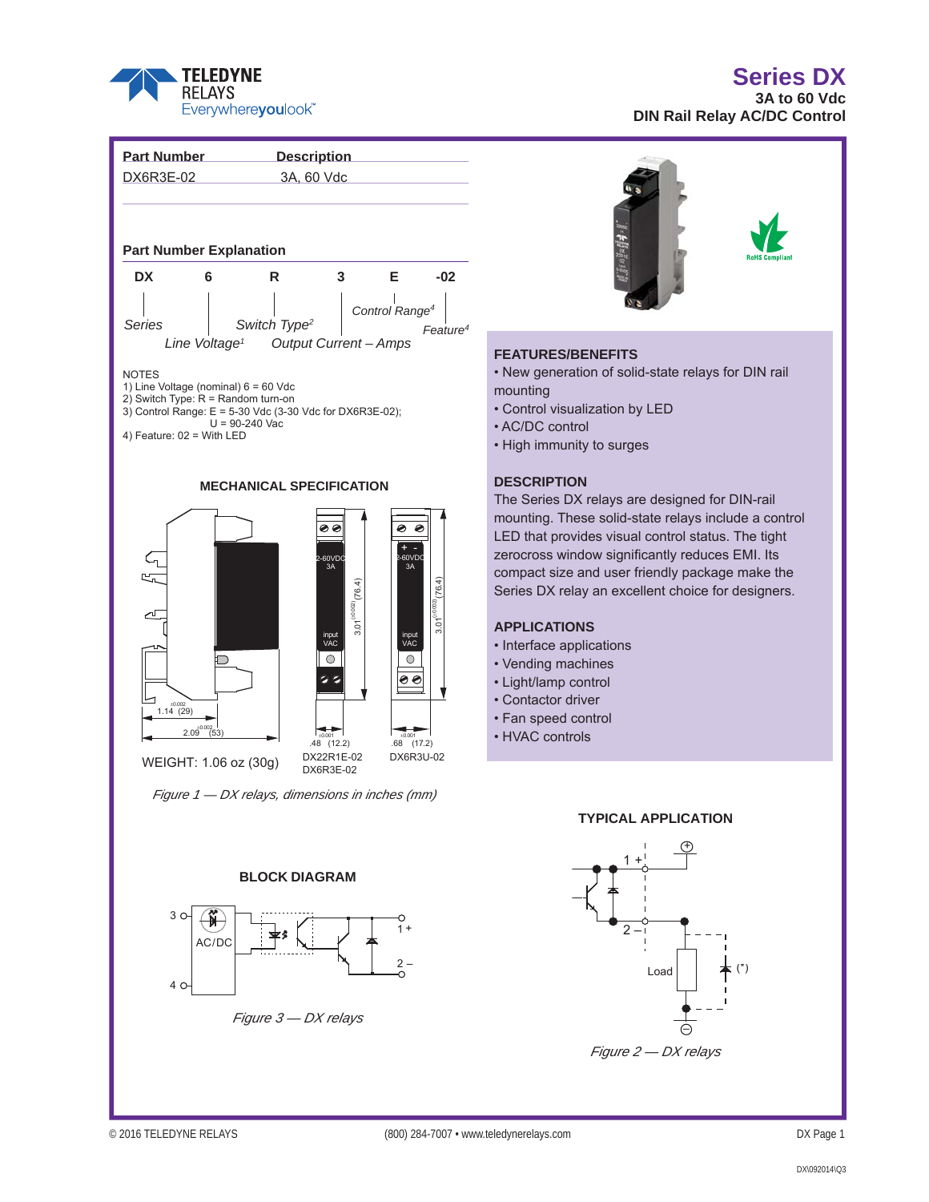# Series DX

**3A to 60 Vdc**
**DIN Rail Relay AC/DC Control**

| Part Number | Description |
|---|---|
| DX6R3E-02 | 3A, 60 Vdc |

## Part Number Explanation

| DX | 6 | R | 3 | E | -02 |
|---|---|---|---|---|---|
| *Series* | *Line Voltage[1]* | *Switch Type[2]* | *Output Current – Amps* | *Control Range[4]* | *Feature[4]* |

NOTES
1) Line Voltage (nominal) 6 = 60 Vdc
2) Switch Type: R = Random turn-on
3) Control Range: E = 5-30 Vdc (3-30 Vdc for DX6R3E-02);
U = 90-240 Vac
4) Feature: 02 = With LED

## MECHANICAL SPECIFICATION

WEIGHT: 1.06 oz (30g)

DX22R1E-02
DX6R3E-02

DX6R3U-02

*Figure 1 — DX relays, dimensions in inches (mm)*

## BLOCK DIAGRAM

*Figure 3 — DX relays*

## FEATURES/BENEFITS

- New generation of solid-state relays for DIN rail mounting
- Control visualization by LED
- AC/DC control
- High immunity to surges

## DESCRIPTION

The Series DX relays are designed for DIN-rail mounting. These solid-state relays include a control LED that provides visual control status. The tight zerocross window significantly reduces EMI. Its compact size and user friendly package make the Series DX relay an excellent choice for designers.

## APPLICATIONS

- Interface applications
- Vending machines
- Light/lamp control
- Contactor driver
- Fan speed control
- HVAC controls

## TYPICAL APPLICATION

*Figure 2 — DX relays*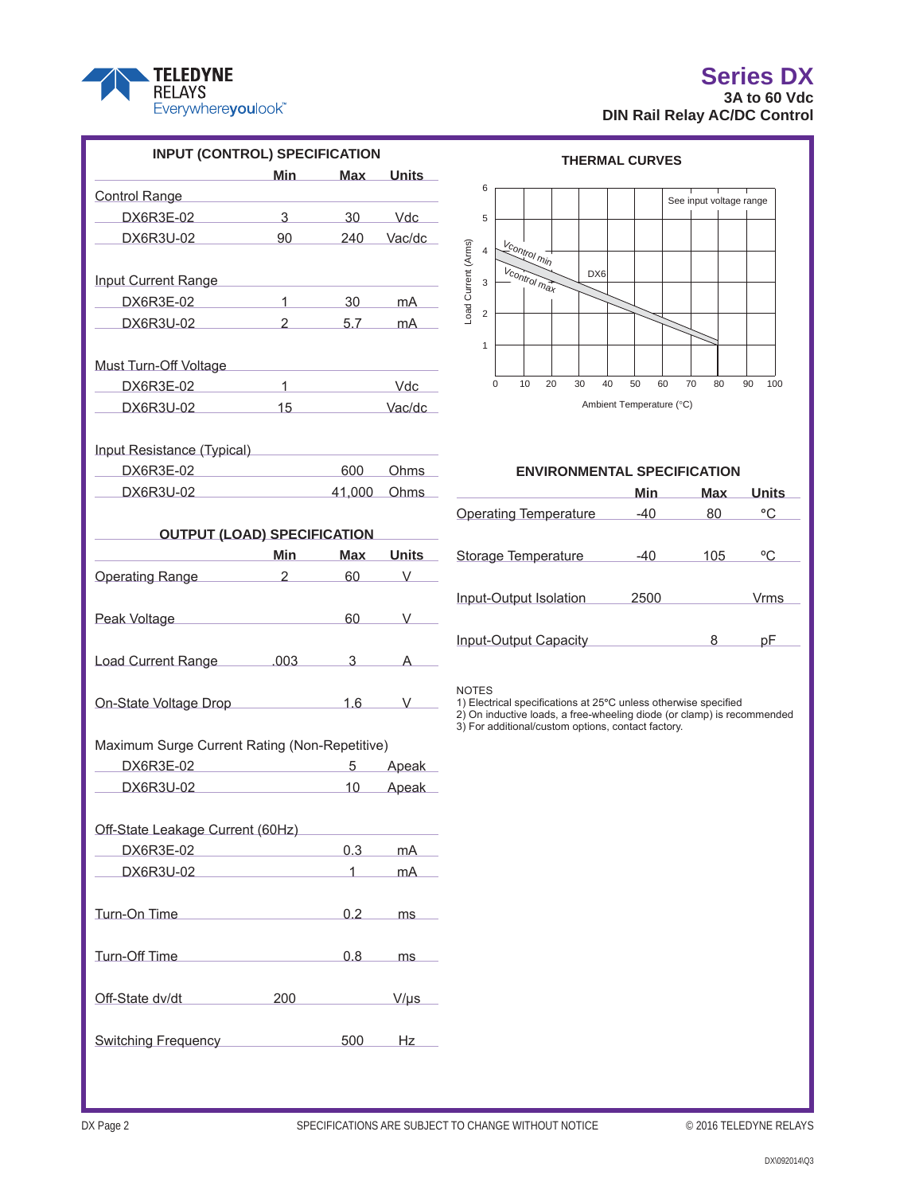# Series DX

**3A to 60 Vdc**
**DIN Rail Relay AC/DC Control**

## INPUT (CONTROL) SPECIFICATION

| | Min | Max | Units |
|---|---|---|---|
| Control Range | | | |
| DX6R3E-02 | 3 | 30 | Vdc |
| DX6R3U-02 | 90 | 240 | Vac/dc |
| Input Current Range | | | |
| DX6R3E-02 | 1 | 30 | mA |
| DX6R3U-02 | 2 | 5.7 | mA |
| Must Turn-Off Voltage | | | |
| DX6R3E-02 | 1 | | Vdc |
| DX6R3U-02 | 15 | | Vac/dc |
| Input Resistance (Typical) | | | |
| DX6R3E-02 | | 600 | Ohms |
| DX6R3U-02 | | 41,000 | Ohms |

## OUTPUT (LOAD) SPECIFICATION

| | Min | Max | Units |
|---|---|---|---|
| Operating Range | 2 | 60 | V |
| Peak Voltage | | 60 | V |
| Load Current Range | .003 | 3 | A |
| On-State Voltage Drop | | 1.6 | V |
| Maximum Surge Current Rating (Non-Repetitive) | | | |
| DX6R3E-02 | | 5 | Apeak |
| DX6R3U-02 | | 10 | Apeak |
| Off-State Leakage Current (60Hz) | | | |
| DX6R3E-02 | | 0.3 | mA |
| DX6R3U-02 | | 1 | mA |
| Turn-On Time | | 0.2 | ms |
| Turn-Off Time | | 0.8 | ms |
| Off-State dv/dt | 200 | | V/µs |
| Switching Frequency | | 500 | Hz |

## THERMAL CURVES

See input voltage range

Vcontrol min

Vcontrol max

DX6

Load Current (Arms)

0 1 2 3 4 5 6

0 10 20 30 40 50 60 70 80 90 100

Ambient Temperature (°C)

## ENVIRONMENTAL SPECIFICATION

| | Min | Max | Units |
|---|---|---|---|
| Operating Temperature | -40 | 80 | °C |
| Storage Temperature | -40 | 105 | °C |
| Input-Output Isolation | 2500 | | Vrms |
| Input-Output Capacity | | 8 | pF |

NOTES
1) Electrical specifications at 25°C unless otherwise specified
2) On inductive loads, a free-wheeling diode (or clamp) is recommended
3) For additional/custom options, contact factory.

SPECIFICATIONS ARE SUBJECT TO CHANGE WITHOUT NOTICE

© 2016 TELEDYNE RELAYS

DX\092014\Q3